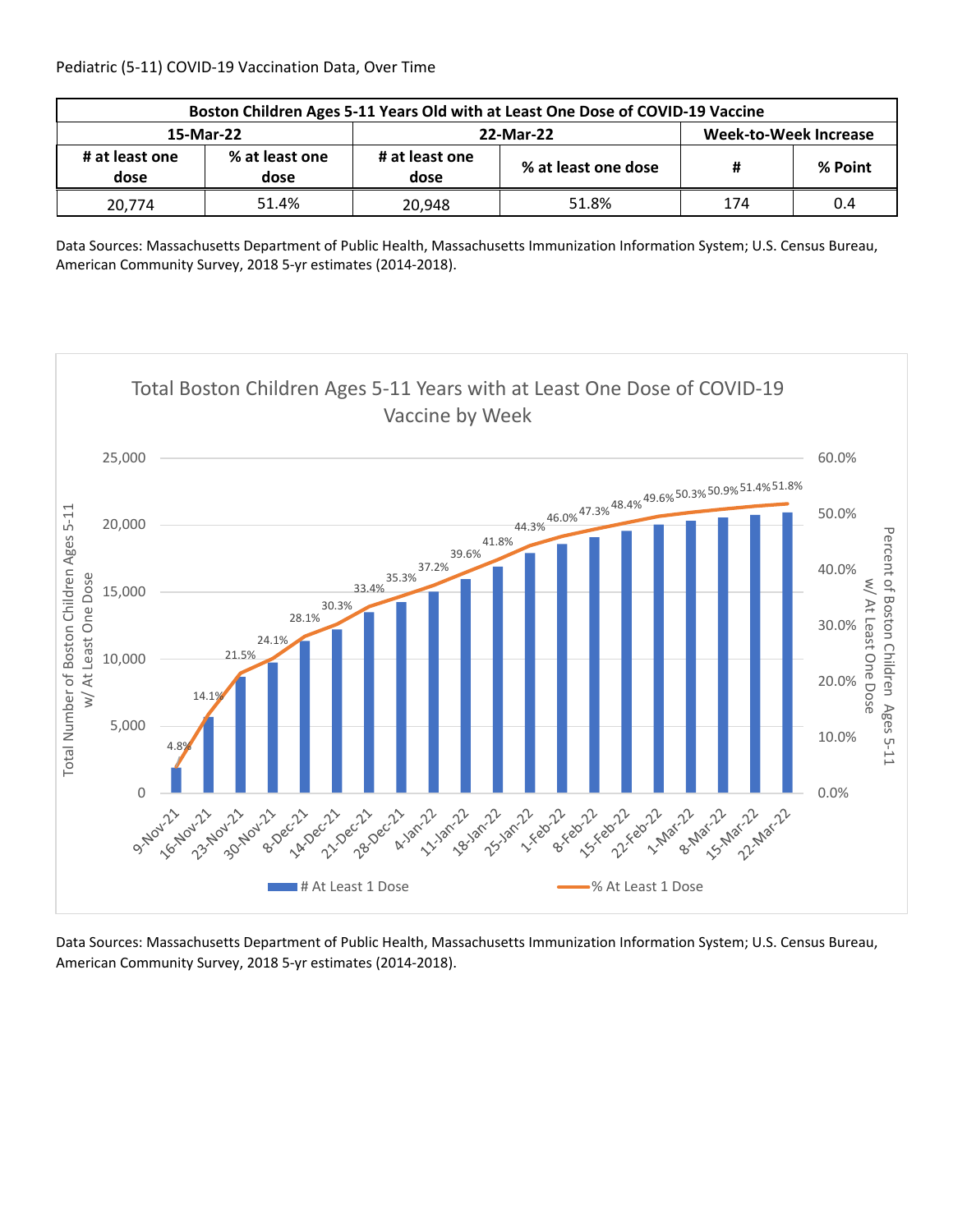Pediatric (5-11) COVID-19 Vaccination Data, Over Time

| Boston Children Ages 5-11 Years Old with at Least One Dose of COVID-19 Vaccine | | | | | |
|---|---|---|---|---|---|
| 15-Mar-22 | | 22-Mar-22 | | Week-to-Week Increase | |
| # at least one dose | % at least one dose | # at least one dose | % at least one dose | # | % Point |
| 20,774 | 51.4% | 20,948 | 51.8% | 174 | 0.4 |

Data Sources: Massachusetts Department of Public Health, Massachusetts Immunization Information System; U.S. Census Bureau, American Community Survey, 2018 5-yr estimates (2014-2018).

Total Boston Children Ages 5-11 Years with at Least One Dose of COVID-19 Vaccine by Week

| Week | % At Least 1 Dose |
|---|---|
| 9-Nov-21 | 4.8% |
| 16-Nov-21 | 14.1% |
| 23-Nov-21 | 21.5% |
| 30-Nov-21 | 24.1% |
| 8-Dec-21 | 28.1% |
| 14-Dec-21 | 30.3% |
| 21-Dec-21 | 33.4% |
| 28-Dec-21 | 35.3% |
| 4-Jan-22 | 37.2% |
| 11-Jan-22 | 39.6% |
| 18-Jan-22 | 41.8% |
| 25-Jan-22 | 44.3% |
| 1-Feb-22 | 46.0% |
| 8-Feb-22 | 47.3% |
| 15-Feb-22 | 48.4% |
| 22-Feb-22 | 49.6% |
| 1-Mar-22 | 50.3% |
| 8-Mar-22 | 50.9% |
| 15-Mar-22 | 51.4% |
| 22-Mar-22 | 51.8% |

Data Sources: Massachusetts Department of Public Health, Massachusetts Immunization Information System; U.S. Census Bureau, American Community Survey, 2018 5-yr estimates (2014-2018).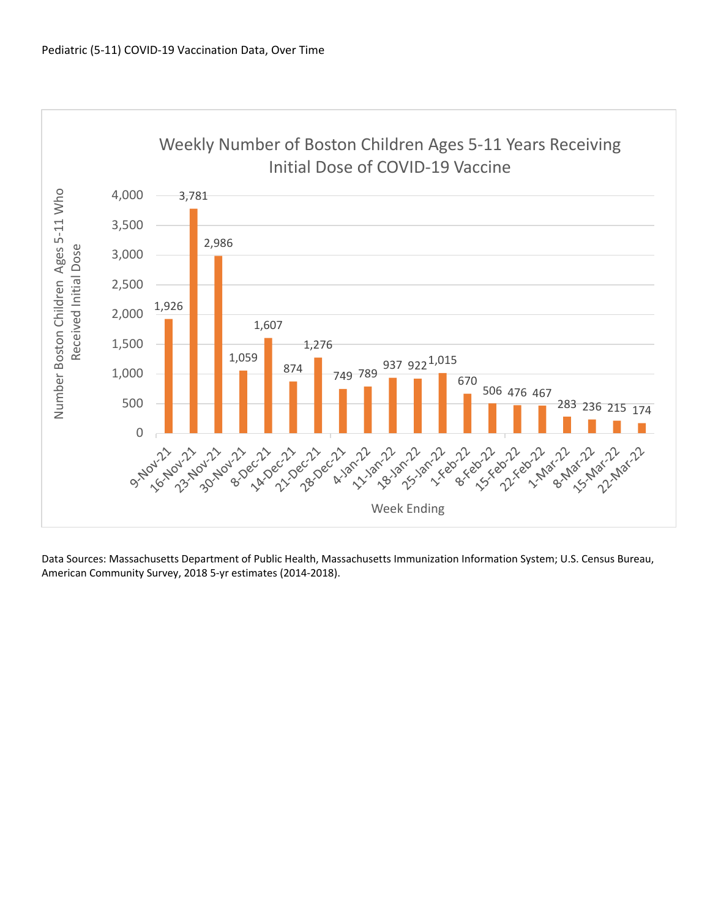Pediatric (5-11) COVID-19 Vaccination Data, Over Time

**Weekly Number of Boston Children Ages 5-11 Years Receiving Initial Dose of COVID-19 Vaccine**

| Week Ending | Number Boston Children Ages 5-11 Who Received Initial Dose |
|---|---|
| 9-Nov-21 | 1,926 |
| 16-Nov-21 | 3,781 |
| 23-Nov-21 | 2,986 |
| 30-Nov-21 | 1,059 |
| 8-Dec-21 | 1,607 |
| 14-Dec-21 | 874 |
| 21-Dec-21 | 1,276 |
| 28-Dec-21 | 749 |
| 4-Jan-22 | 789 |
| 11-Jan-22 | 937 |
| 18-Jan-22 | 922 |
| 25-Jan-22 | 1,015 |
| 1-Feb-22 | 670 |
| 8-Feb-22 | 506 |
| 15-Feb-22 | 476 |
| 22-Feb-22 | 467 |
| 1-Mar-22 | 283 |
| 8-Mar-22 | 236 |
| 15-Mar-22 | 215 |
| 22-Mar-22 | 174 |

Data Sources: Massachusetts Department of Public Health, Massachusetts Immunization Information System; U.S. Census Bureau, American Community Survey, 2018 5-yr estimates (2014-2018).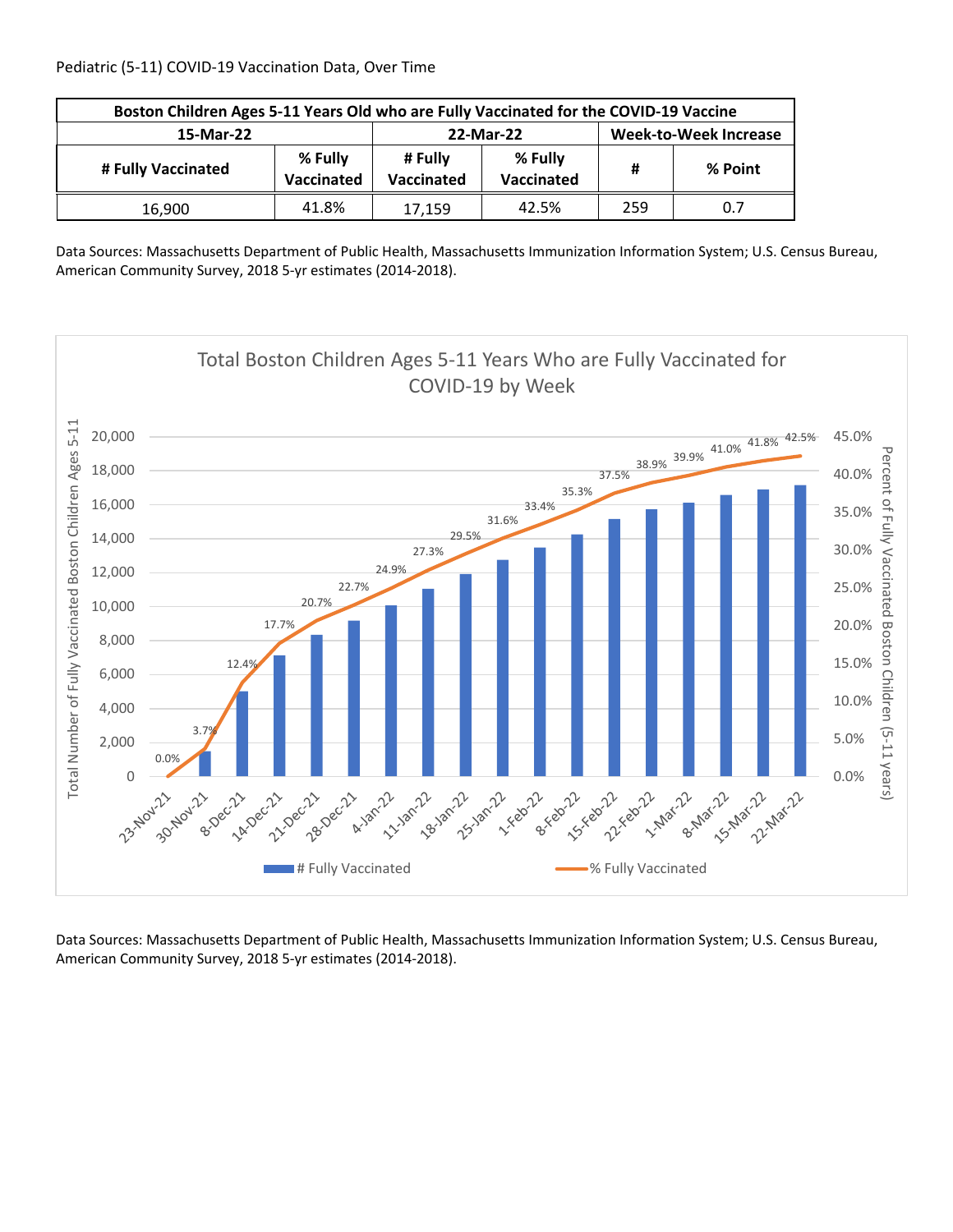Pediatric (5-11) COVID-19 Vaccination Data, Over Time

| Boston Children Ages 5-11 Years Old who are Fully Vaccinated for the COVID-19 Vaccine | | | | | |
|---|---|---|---|---|---|
| 15-Mar-22 | | 22-Mar-22 | | Week-to-Week Increase | |
| # Fully Vaccinated | % Fully Vaccinated | # Fully Vaccinated | % Fully Vaccinated | # | % Point |
| 16,900 | 41.8% | 17,159 | 42.5% | 259 | 0.7 |

Data Sources: Massachusetts Department of Public Health, Massachusetts Immunization Information System; U.S. Census Bureau, American Community Survey, 2018 5-yr estimates (2014-2018).

**Total Boston Children Ages 5-11 Years Who are Fully Vaccinated for COVID-19 by Week**

| Week | % Fully Vaccinated |
|---|---|
| 23-Nov-21 | 0.0% |
| 30-Nov-21 | 3.7% |
| 8-Dec-21 | 12.4% |
| 14-Dec-21 | 17.7% |
| 21-Dec-21 | 20.7% |
| 28-Dec-21 | 22.7% |
| 4-Jan-22 | 24.9% |
| 11-Jan-22 | 27.3% |
| 18-Jan-22 | 29.5% |
| 25-Jan-22 | 31.6% |
| 1-Feb-22 | 33.4% |
| 8-Feb-22 | 35.3% |
| 15-Feb-22 | 37.5% |
| 22-Feb-22 | 38.9% |
| 1-Mar-22 | 39.9% |
| 8-Mar-22 | 41.0% |
| 15-Mar-22 | 41.8% |
| 22-Mar-22 | 42.5% |

Left axis: Total Number of Fully Vaccinated Boston Children Ages 5-11 (0 to 20,000). Right axis: Percent of Fully Vaccinated Boston Children (5-11 years) (0.0% to 45.0%).

Legend: # Fully Vaccinated; % Fully Vaccinated

Data Sources: Massachusetts Department of Public Health, Massachusetts Immunization Information System; U.S. Census Bureau, American Community Survey, 2018 5-yr estimates (2014-2018).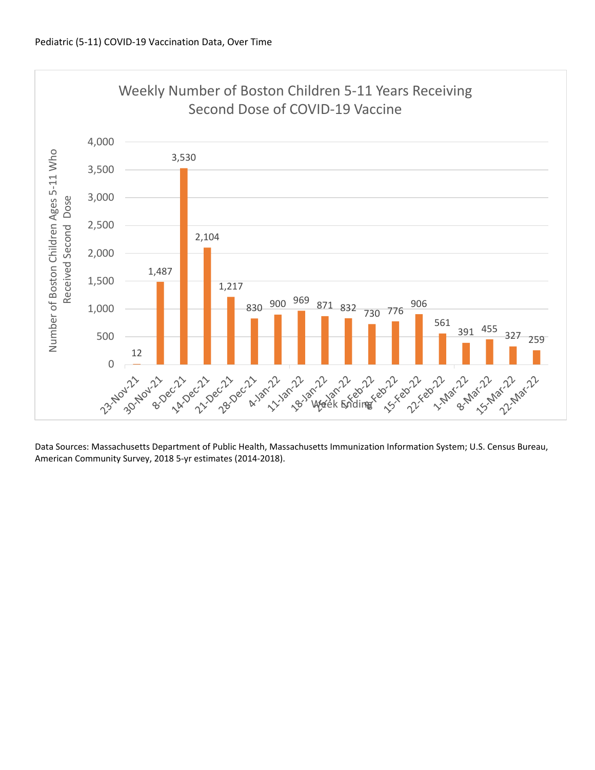Pediatric (5-11) COVID-19 Vaccination Data, Over Time

**Weekly Number of Boston Children 5-11 Years Receiving Second Dose of COVID-19 Vaccine**

| Week Ending | Number of Boston Children Ages 5-11 Who Received Second Dose |
| --- | --- |
| 23-Nov-21 | 12 |
| 30-Nov-21 | 1,487 |
| 8-Dec-21 | 3,530 |
| 14-Dec-21 | 2,104 |
| 21-Dec-21 | 1,217 |
| 28-Dec-21 | 830 |
| 4-Jan-22 | 900 |
| 11-Jan-22 | 969 |
| 18-Jan-22 | 871 |
| 25-Jan-22 | 832 |
| 1-Feb-22 | 730 |
| 8-Feb-22 | 776 |
| 15-Feb-22 | 906 |
| 22-Feb-22 | 561 |
| 1-Mar-22 | 391 |
| 8-Mar-22 | 455 |
| 15-Mar-22 | 327 |
| 22-Mar-22 | 259 |

Data Sources: Massachusetts Department of Public Health, Massachusetts Immunization Information System; U.S. Census Bureau, American Community Survey, 2018 5-yr estimates (2014-2018).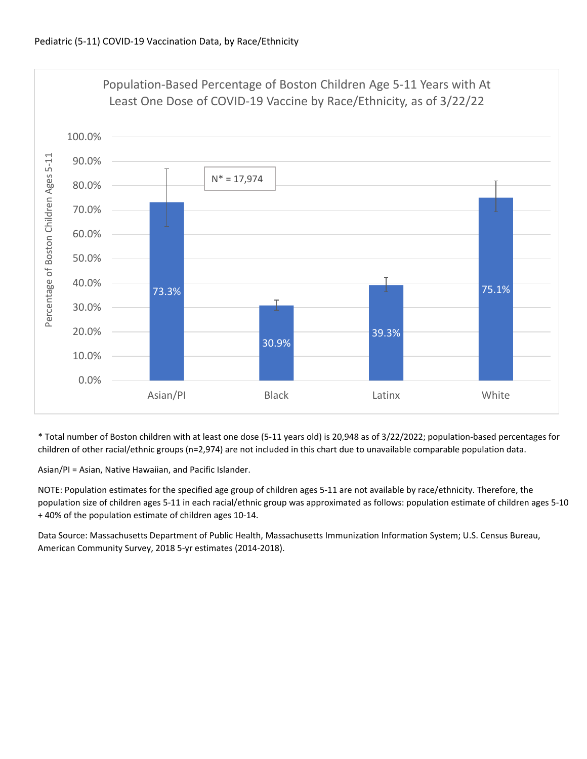Pediatric (5-11) COVID-19 Vaccination Data, by Race/Ethnicity

**Population-Based Percentage of Boston Children Age 5-11 Years with At Least One Dose of COVID-19 Vaccine by Race/Ethnicity, as of 3/22/22**

N* = 17,974

| Race/Ethnicity | Percentage of Boston Children Ages 5-11 |
|---|---|
| Asian/PI | 73.3% |
| Black | 30.9% |
| Latinx | 39.3% |
| White | 75.1% |

* Total number of Boston children with at least one dose (5-11 years old) is 20,948 as of 3/22/2022; population-based percentages for children of other racial/ethnic groups (n=2,974) are not included in this chart due to unavailable comparable population data.

Asian/PI = Asian, Native Hawaiian, and Pacific Islander.

NOTE: Population estimates for the specified age group of children ages 5-11 are not available by race/ethnicity. Therefore, the population size of children ages 5-11 in each racial/ethnic group was approximated as follows: population estimate of children ages 5-10 + 40% of the population estimate of children ages 10-14.

Data Source: Massachusetts Department of Public Health, Massachusetts Immunization Information System; U.S. Census Bureau, American Community Survey, 2018 5-yr estimates (2014-2018).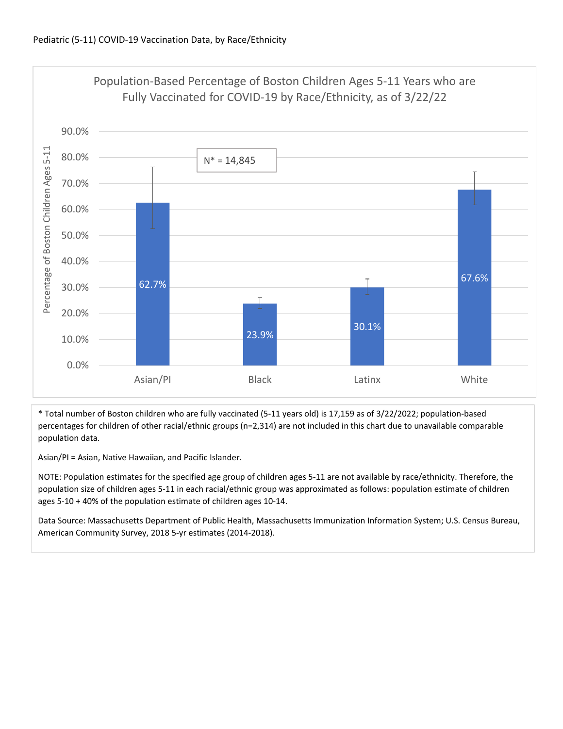Pediatric (5-11) COVID-19 Vaccination Data, by Race/Ethnicity

Population-Based Percentage of Boston Children Ages 5-11 Years who are Fully Vaccinated for COVID-19 by Race/Ethnicity, as of 3/22/22

N* = 14,845

| Race/Ethnicity | Percentage of Boston Children Ages 5-11 |
| --- | --- |
| Asian/PI | 62.7% |
| Black | 23.9% |
| Latinx | 30.1% |
| White | 67.6% |

\* Total number of Boston children who are fully vaccinated (5-11 years old) is 17,159 as of 3/22/2022; population-based percentages for children of other racial/ethnic groups (n=2,314) are not included in this chart due to unavailable comparable population data.

Asian/PI = Asian, Native Hawaiian, and Pacific Islander.

NOTE: Population estimates for the specified age group of children ages 5-11 are not available by race/ethnicity. Therefore, the population size of children ages 5-11 in each racial/ethnic group was approximated as follows: population estimate of children ages 5-10 + 40% of the population estimate of children ages 10-14.

Data Source: Massachusetts Department of Public Health, Massachusetts Immunization Information System; U.S. Census Bureau, American Community Survey, 2018 5-yr estimates (2014-2018).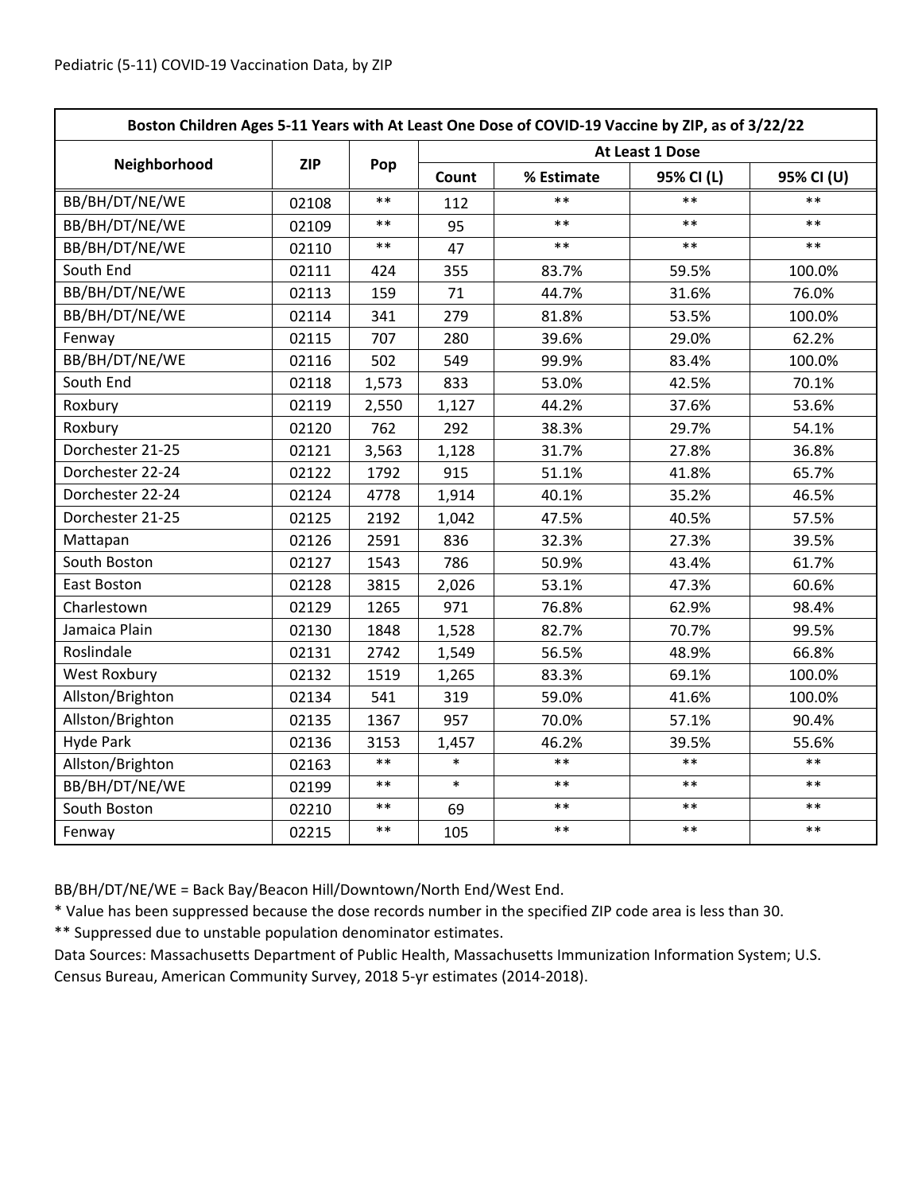Pediatric (5-11) COVID-19 Vaccination Data, by ZIP

| Boston Children Ages 5-11 Years with At Least One Dose of COVID-19 Vaccine by ZIP, as of 3/22/22 | | | | | | |
|---|---|---|---|---|---|---|
| Neighborhood | ZIP | Pop | At Least 1 Dose | | | |
| | | | Count | % Estimate | 95% CI (L) | 95% CI (U) |
| BB/BH/DT/NE/WE | 02108 | ** | 112 | ** | ** | ** |
| BB/BH/DT/NE/WE | 02109 | ** | 95 | ** | ** | ** |
| BB/BH/DT/NE/WE | 02110 | ** | 47 | ** | ** | ** |
| South End | 02111 | 424 | 355 | 83.7% | 59.5% | 100.0% |
| BB/BH/DT/NE/WE | 02113 | 159 | 71 | 44.7% | 31.6% | 76.0% |
| BB/BH/DT/NE/WE | 02114 | 341 | 279 | 81.8% | 53.5% | 100.0% |
| Fenway | 02115 | 707 | 280 | 39.6% | 29.0% | 62.2% |
| BB/BH/DT/NE/WE | 02116 | 502 | 549 | 99.9% | 83.4% | 100.0% |
| South End | 02118 | 1,573 | 833 | 53.0% | 42.5% | 70.1% |
| Roxbury | 02119 | 2,550 | 1,127 | 44.2% | 37.6% | 53.6% |
| Roxbury | 02120 | 762 | 292 | 38.3% | 29.7% | 54.1% |
| Dorchester 21-25 | 02121 | 3,563 | 1,128 | 31.7% | 27.8% | 36.8% |
| Dorchester 22-24 | 02122 | 1792 | 915 | 51.1% | 41.8% | 65.7% |
| Dorchester 22-24 | 02124 | 4778 | 1,914 | 40.1% | 35.2% | 46.5% |
| Dorchester 21-25 | 02125 | 2192 | 1,042 | 47.5% | 40.5% | 57.5% |
| Mattapan | 02126 | 2591 | 836 | 32.3% | 27.3% | 39.5% |
| South Boston | 02127 | 1543 | 786 | 50.9% | 43.4% | 61.7% |
| East Boston | 02128 | 3815 | 2,026 | 53.1% | 47.3% | 60.6% |
| Charlestown | 02129 | 1265 | 971 | 76.8% | 62.9% | 98.4% |
| Jamaica Plain | 02130 | 1848 | 1,528 | 82.7% | 70.7% | 99.5% |
| Roslindale | 02131 | 2742 | 1,549 | 56.5% | 48.9% | 66.8% |
| West Roxbury | 02132 | 1519 | 1,265 | 83.3% | 69.1% | 100.0% |
| Allston/Brighton | 02134 | 541 | 319 | 59.0% | 41.6% | 100.0% |
| Allston/Brighton | 02135 | 1367 | 957 | 70.0% | 57.1% | 90.4% |
| Hyde Park | 02136 | 3153 | 1,457 | 46.2% | 39.5% | 55.6% |
| Allston/Brighton | 02163 | ** | * | ** | ** | ** |
| BB/BH/DT/NE/WE | 02199 | ** | * | ** | ** | ** |
| South Boston | 02210 | ** | 69 | ** | ** | ** |
| Fenway | 02215 | ** | 105 | ** | ** | ** |

BB/BH/DT/NE/WE = Back Bay/Beacon Hill/Downtown/North End/West End.

* Value has been suppressed because the dose records number in the specified ZIP code area is less than 30.

** Suppressed due to unstable population denominator estimates.

Data Sources: Massachusetts Department of Public Health, Massachusetts Immunization Information System; U.S. Census Bureau, American Community Survey, 2018 5-yr estimates (2014-2018).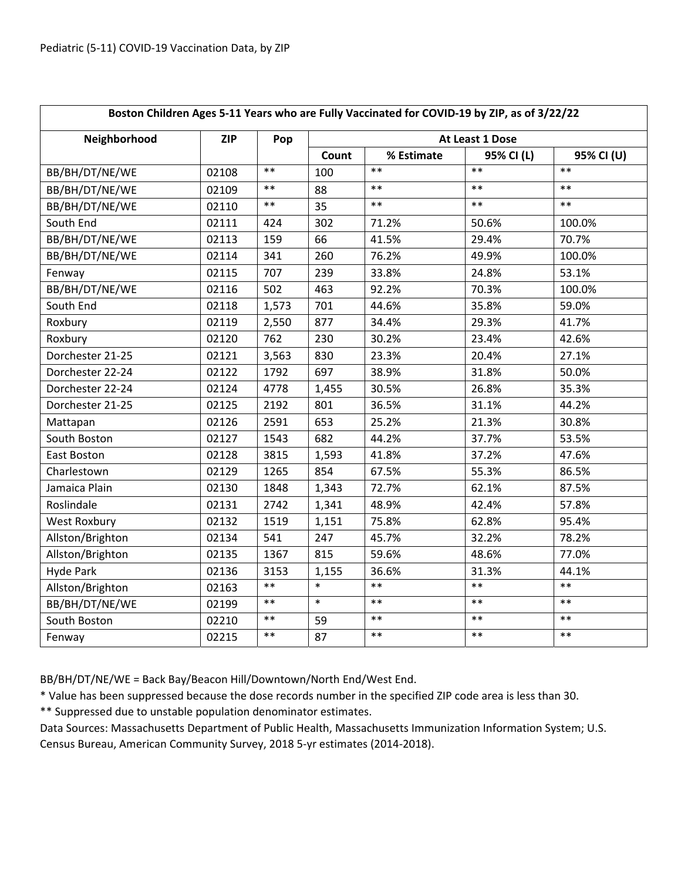Pediatric (5-11) COVID-19 Vaccination Data, by ZIP

| Boston Children Ages 5-11 Years who are Fully Vaccinated for COVID-19 by ZIP, as of 3/22/22 | | | | | | |
|---|---|---|---|---|---|---|
| Neighborhood | ZIP | Pop | At Least 1 Dose | | | |
| | | | Count | % Estimate | 95% CI (L) | 95% CI (U) |
| BB/BH/DT/NE/WE | 02108 | ** | 100 | ** | ** | ** |
| BB/BH/DT/NE/WE | 02109 | ** | 88 | ** | ** | ** |
| BB/BH/DT/NE/WE | 02110 | ** | 35 | ** | ** | ** |
| South End | 02111 | 424 | 302 | 71.2% | 50.6% | 100.0% |
| BB/BH/DT/NE/WE | 02113 | 159 | 66 | 41.5% | 29.4% | 70.7% |
| BB/BH/DT/NE/WE | 02114 | 341 | 260 | 76.2% | 49.9% | 100.0% |
| Fenway | 02115 | 707 | 239 | 33.8% | 24.8% | 53.1% |
| BB/BH/DT/NE/WE | 02116 | 502 | 463 | 92.2% | 70.3% | 100.0% |
| South End | 02118 | 1,573 | 701 | 44.6% | 35.8% | 59.0% |
| Roxbury | 02119 | 2,550 | 877 | 34.4% | 29.3% | 41.7% |
| Roxbury | 02120 | 762 | 230 | 30.2% | 23.4% | 42.6% |
| Dorchester 21-25 | 02121 | 3,563 | 830 | 23.3% | 20.4% | 27.1% |
| Dorchester 22-24 | 02122 | 1792 | 697 | 38.9% | 31.8% | 50.0% |
| Dorchester 22-24 | 02124 | 4778 | 1,455 | 30.5% | 26.8% | 35.3% |
| Dorchester 21-25 | 02125 | 2192 | 801 | 36.5% | 31.1% | 44.2% |
| Mattapan | 02126 | 2591 | 653 | 25.2% | 21.3% | 30.8% |
| South Boston | 02127 | 1543 | 682 | 44.2% | 37.7% | 53.5% |
| East Boston | 02128 | 3815 | 1,593 | 41.8% | 37.2% | 47.6% |
| Charlestown | 02129 | 1265 | 854 | 67.5% | 55.3% | 86.5% |
| Jamaica Plain | 02130 | 1848 | 1,343 | 72.7% | 62.1% | 87.5% |
| Roslindale | 02131 | 2742 | 1,341 | 48.9% | 42.4% | 57.8% |
| West Roxbury | 02132 | 1519 | 1,151 | 75.8% | 62.8% | 95.4% |
| Allston/Brighton | 02134 | 541 | 247 | 45.7% | 32.2% | 78.2% |
| Allston/Brighton | 02135 | 1367 | 815 | 59.6% | 48.6% | 77.0% |
| Hyde Park | 02136 | 3153 | 1,155 | 36.6% | 31.3% | 44.1% |
| Allston/Brighton | 02163 | ** | * | ** | ** | ** |
| BB/BH/DT/NE/WE | 02199 | ** | * | ** | ** | ** |
| South Boston | 02210 | ** | 59 | ** | ** | ** |
| Fenway | 02215 | ** | 87 | ** | ** | ** |

BB/BH/DT/NE/WE = Back Bay/Beacon Hill/Downtown/North End/West End.

* Value has been suppressed because the dose records number in the specified ZIP code area is less than 30.

** Suppressed due to unstable population denominator estimates.

Data Sources: Massachusetts Department of Public Health, Massachusetts Immunization Information System; U.S. Census Bureau, American Community Survey, 2018 5-yr estimates (2014-2018).